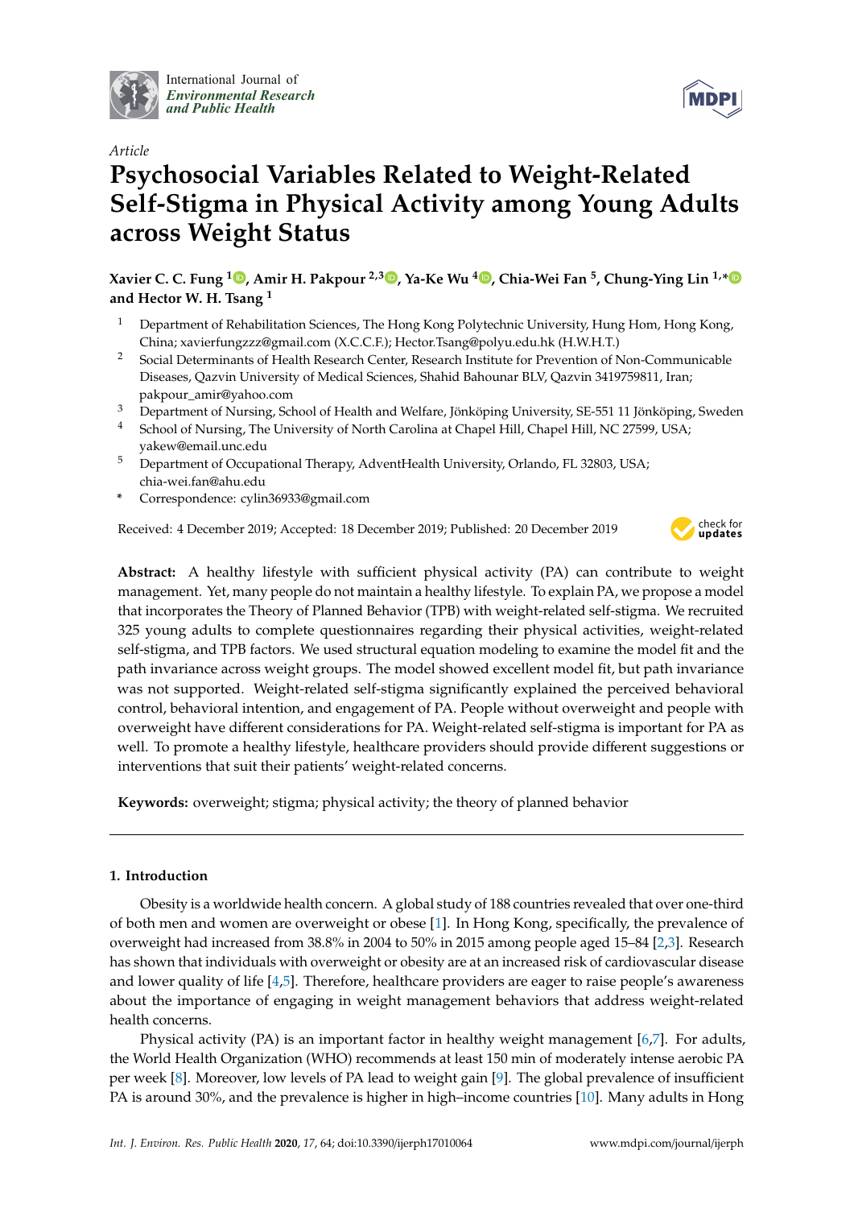International Journal of *Environmental Research and Public Health*

*Article*

# Psychosocial Variables Related to Weight-Related Self-Stigma in Physical Activity among Young Adults across Weight Status

**Xavier C. C. Fung [1], Amir H. Pakpour [2,3], Ya-Ke Wu [4], Chia-Wei Fan [5], Chung-Ying Lin [1,*] and Hector W. H. Tsang [1]**

1 Department of Rehabilitation Sciences, The Hong Kong Polytechnic University, Hung Hom, Hong Kong, China; xavierfungzzz@gmail.com (X.C.C.F.); Hector.Tsang@polyu.edu.hk (H.W.H.T.)

2 Social Determinants of Health Research Center, Research Institute for Prevention of Non-Communicable Diseases, Qazvin University of Medical Sciences, Shahid Bahounar BLV, Qazvin 3419759811, Iran; pakpour_amir@yahoo.com

3 Department of Nursing, School of Health and Welfare, Jönköping University, SE-551 11 Jönköping, Sweden

4 School of Nursing, The University of North Carolina at Chapel Hill, Chapel Hill, NC 27599, USA; yakew@email.unc.edu

5 Department of Occupational Therapy, AdventHealth University, Orlando, FL 32803, USA; chia-wei.fan@ahu.edu

\* Correspondence: cylin36933@gmail.com

Received: 4 December 2019; Accepted: 18 December 2019; Published: 20 December 2019

**Abstract:** A healthy lifestyle with sufficient physical activity (PA) can contribute to weight management. Yet, many people do not maintain a healthy lifestyle. To explain PA, we propose a model that incorporates the Theory of Planned Behavior (TPB) with weight-related self-stigma. We recruited 325 young adults to complete questionnaires regarding their physical activities, weight-related self-stigma, and TPB factors. We used structural equation modeling to examine the model fit and the path invariance across weight groups. The model showed excellent model fit, but path invariance was not supported. Weight-related self-stigma significantly explained the perceived behavioral control, behavioral intention, and engagement of PA. People without overweight and people with overweight have different considerations for PA. Weight-related self-stigma is important for PA as well. To promote a healthy lifestyle, healthcare providers should provide different suggestions or interventions that suit their patients' weight-related concerns.

**Keywords:** overweight; stigma; physical activity; the theory of planned behavior

## 1. Introduction

Obesity is a worldwide health concern. A global study of 188 countries revealed that over one-third of both men and women are overweight or obese [1]. In Hong Kong, specifically, the prevalence of overweight had increased from 38.8% in 2004 to 50% in 2015 among people aged 15–84 [2,3]. Research has shown that individuals with overweight or obesity are at an increased risk of cardiovascular disease and lower quality of life [4,5]. Therefore, healthcare providers are eager to raise people's awareness about the importance of engaging in weight management behaviors that address weight-related health concerns.

Physical activity (PA) is an important factor in healthy weight management [6,7]. For adults, the World Health Organization (WHO) recommends at least 150 min of moderately intense aerobic PA per week [8]. Moreover, low levels of PA lead to weight gain [9]. The global prevalence of insufficient PA is around 30%, and the prevalence is higher in high–income countries [10]. Many adults in Hong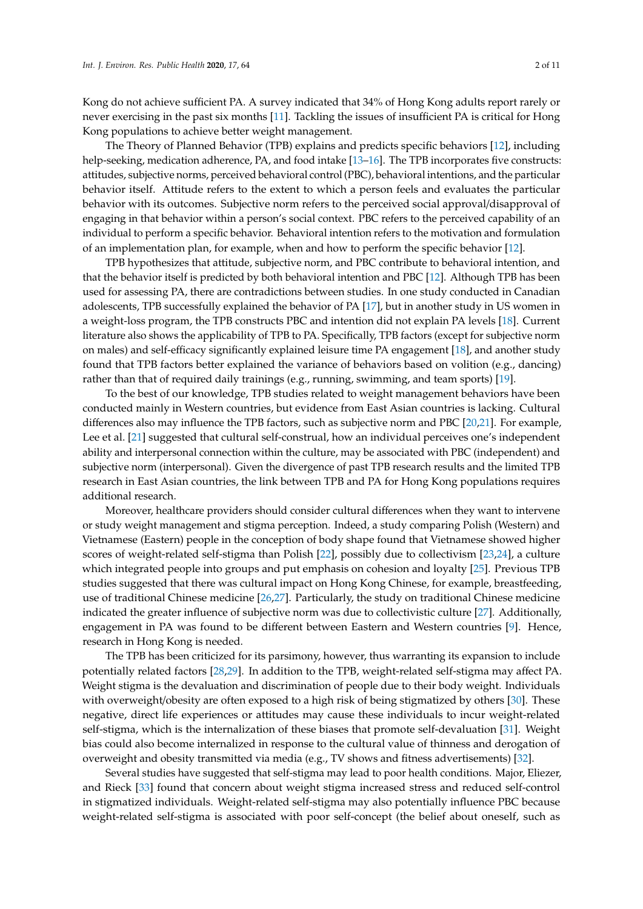Kong do not achieve sufficient PA. A survey indicated that 34% of Hong Kong adults report rarely or never exercising in the past six months [11]. Tackling the issues of insufficient PA is critical for Hong Kong populations to achieve better weight management.

The Theory of Planned Behavior (TPB) explains and predicts specific behaviors [12], including help-seeking, medication adherence, PA, and food intake [13–16]. The TPB incorporates five constructs: attitudes, subjective norms, perceived behavioral control (PBC), behavioral intentions, and the particular behavior itself. Attitude refers to the extent to which a person feels and evaluates the particular behavior with its outcomes. Subjective norm refers to the perceived social approval/disapproval of engaging in that behavior within a person's social context. PBC refers to the perceived capability of an individual to perform a specific behavior. Behavioral intention refers to the motivation and formulation of an implementation plan, for example, when and how to perform the specific behavior [12].

TPB hypothesizes that attitude, subjective norm, and PBC contribute to behavioral intention, and that the behavior itself is predicted by both behavioral intention and PBC [12]. Although TPB has been used for assessing PA, there are contradictions between studies. In one study conducted in Canadian adolescents, TPB successfully explained the behavior of PA [17], but in another study in US women in a weight-loss program, the TPB constructs PBC and intention did not explain PA levels [18]. Current literature also shows the applicability of TPB to PA. Specifically, TPB factors (except for subjective norm on males) and self-efficacy significantly explained leisure time PA engagement [18], and another study found that TPB factors better explained the variance of behaviors based on volition (e.g., dancing) rather than that of required daily trainings (e.g., running, swimming, and team sports) [19].

To the best of our knowledge, TPB studies related to weight management behaviors have been conducted mainly in Western countries, but evidence from East Asian countries is lacking. Cultural differences also may influence the TPB factors, such as subjective norm and PBC [20,21]. For example, Lee et al. [21] suggested that cultural self-construal, how an individual perceives one's independent ability and interpersonal connection within the culture, may be associated with PBC (independent) and subjective norm (interpersonal). Given the divergence of past TPB research results and the limited TPB research in East Asian countries, the link between TPB and PA for Hong Kong populations requires additional research.

Moreover, healthcare providers should consider cultural differences when they want to intervene or study weight management and stigma perception. Indeed, a study comparing Polish (Western) and Vietnamese (Eastern) people in the conception of body shape found that Vietnamese showed higher scores of weight-related self-stigma than Polish [22], possibly due to collectivism [23,24], a culture which integrated people into groups and put emphasis on cohesion and loyalty [25]. Previous TPB studies suggested that there was cultural impact on Hong Kong Chinese, for example, breastfeeding, use of traditional Chinese medicine [26,27]. Particularly, the study on traditional Chinese medicine indicated the greater influence of subjective norm was due to collectivistic culture [27]. Additionally, engagement in PA was found to be different between Eastern and Western countries [9]. Hence, research in Hong Kong is needed.

The TPB has been criticized for its parsimony, however, thus warranting its expansion to include potentially related factors [28,29]. In addition to the TPB, weight-related self-stigma may affect PA. Weight stigma is the devaluation and discrimination of people due to their body weight. Individuals with overweight/obesity are often exposed to a high risk of being stigmatized by others [30]. These negative, direct life experiences or attitudes may cause these individuals to incur weight-related self-stigma, which is the internalization of these biases that promote self-devaluation [31]. Weight bias could also become internalized in response to the cultural value of thinness and derogation of overweight and obesity transmitted via media (e.g., TV shows and fitness advertisements) [32].

Several studies have suggested that self-stigma may lead to poor health conditions. Major, Eliezer, and Rieck [33] found that concern about weight stigma increased stress and reduced self-control in stigmatized individuals. Weight-related self-stigma may also potentially influence PBC because weight-related self-stigma is associated with poor self-concept (the belief about oneself, such as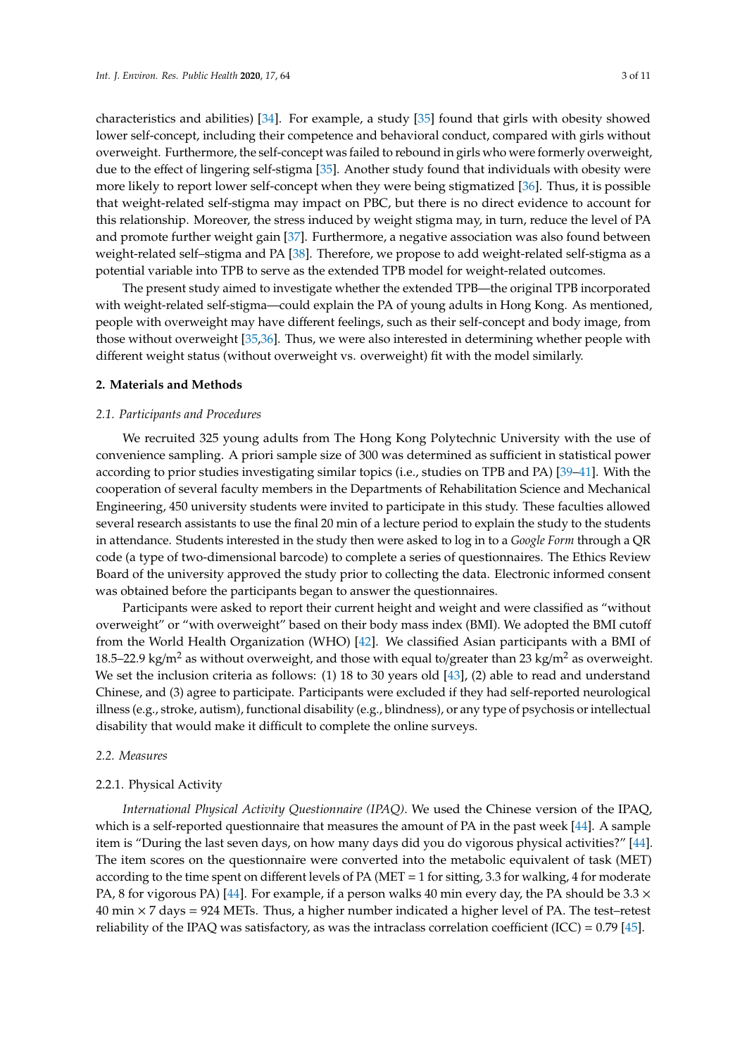characteristics and abilities) [34]. For example, a study [35] found that girls with obesity showed lower self-concept, including their competence and behavioral conduct, compared with girls without overweight. Furthermore, the self-concept was failed to rebound in girls who were formerly overweight, due to the effect of lingering self-stigma [35]. Another study found that individuals with obesity were more likely to report lower self-concept when they were being stigmatized [36]. Thus, it is possible that weight-related self-stigma may impact on PBC, but there is no direct evidence to account for this relationship. Moreover, the stress induced by weight stigma may, in turn, reduce the level of PA and promote further weight gain [37]. Furthermore, a negative association was also found between weight-related self–stigma and PA [38]. Therefore, we propose to add weight-related self-stigma as a potential variable into TPB to serve as the extended TPB model for weight-related outcomes.

The present study aimed to investigate whether the extended TPB—the original TPB incorporated with weight-related self-stigma—could explain the PA of young adults in Hong Kong. As mentioned, people with overweight may have different feelings, such as their self-concept and body image, from those without overweight [35,36]. Thus, we were also interested in determining whether people with different weight status (without overweight vs. overweight) fit with the model similarly.

## 2. Materials and Methods

### 2.1. Participants and Procedures

We recruited 325 young adults from The Hong Kong Polytechnic University with the use of convenience sampling. A priori sample size of 300 was determined as sufficient in statistical power according to prior studies investigating similar topics (i.e., studies on TPB and PA) [39–41]. With the cooperation of several faculty members in the Departments of Rehabilitation Science and Mechanical Engineering, 450 university students were invited to participate in this study. These faculties allowed several research assistants to use the final 20 min of a lecture period to explain the study to the students in attendance. Students interested in the study then were asked to log in to a *Google Form* through a QR code (a type of two-dimensional barcode) to complete a series of questionnaires. The Ethics Review Board of the university approved the study prior to collecting the data. Electronic informed consent was obtained before the participants began to answer the questionnaires.

Participants were asked to report their current height and weight and were classified as "without overweight" or "with overweight" based on their body mass index (BMI). We adopted the BMI cutoff from the World Health Organization (WHO) [42]. We classified Asian participants with a BMI of 18.5–22.9 kg/m$^2$ as without overweight, and those with equal to/greater than 23 kg/m$^2$ as overweight. We set the inclusion criteria as follows: (1) 18 to 30 years old [43], (2) able to read and understand Chinese, and (3) agree to participate. Participants were excluded if they had self-reported neurological illness (e.g., stroke, autism), functional disability (e.g., blindness), or any type of psychosis or intellectual disability that would make it difficult to complete the online surveys.

### 2.2. Measures

#### 2.2.1. Physical Activity

*International Physical Activity Questionnaire (IPAQ)*. We used the Chinese version of the IPAQ, which is a self-reported questionnaire that measures the amount of PA in the past week [44]. A sample item is "During the last seven days, on how many days did you do vigorous physical activities?" [44]. The item scores on the questionnaire were converted into the metabolic equivalent of task (MET) according to the time spent on different levels of PA (MET = 1 for sitting, 3.3 for walking, 4 for moderate PA, 8 for vigorous PA) [44]. For example, if a person walks 40 min every day, the PA should be 3.3 × 40 min × 7 days = 924 METs. Thus, a higher number indicated a higher level of PA. The test–retest reliability of the IPAQ was satisfactory, as was the intraclass correlation coefficient (ICC) = 0.79 [45].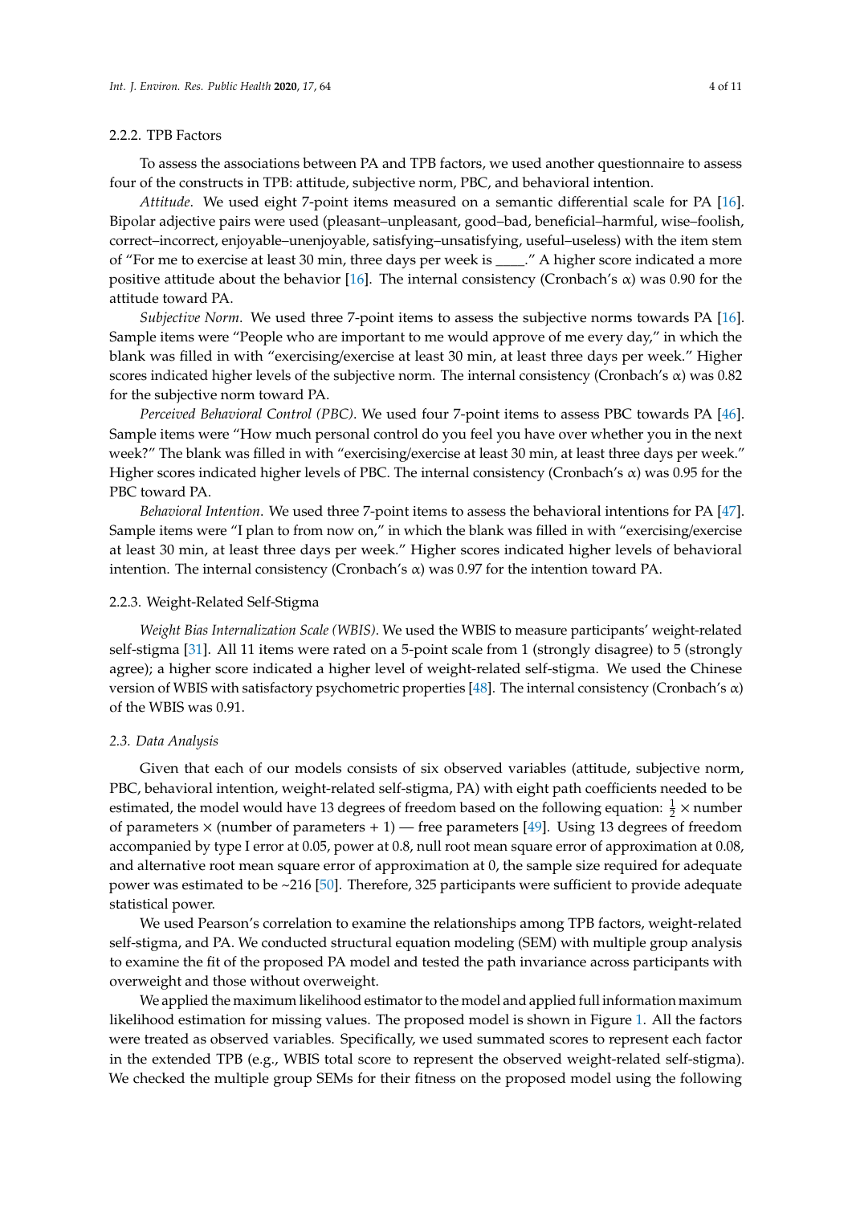#### 2.2.2. TPB Factors

To assess the associations between PA and TPB factors, we used another questionnaire to assess four of the constructs in TPB: attitude, subjective norm, PBC, and behavioral intention.

*Attitude*. We used eight 7-point items measured on a semantic differential scale for PA [16]. Bipolar adjective pairs were used (pleasant–unpleasant, good–bad, beneficial–harmful, wise–foolish, correct–incorrect, enjoyable–unenjoyable, satisfying–unsatisfying, useful–useless) with the item stem of "For me to exercise at least 30 min, three days per week is ____." A higher score indicated a more positive attitude about the behavior [16]. The internal consistency (Cronbach's α) was 0.90 for the attitude toward PA.

*Subjective Norm*. We used three 7-point items to assess the subjective norms towards PA [16]. Sample items were "People who are important to me would approve of me every day," in which the blank was filled in with "exercising/exercise at least 30 min, at least three days per week." Higher scores indicated higher levels of the subjective norm. The internal consistency (Cronbach's α) was 0.82 for the subjective norm toward PA.

*Perceived Behavioral Control (PBC)*. We used four 7-point items to assess PBC towards PA [46]. Sample items were "How much personal control do you feel you have over whether you in the next week?" The blank was filled in with "exercising/exercise at least 30 min, at least three days per week." Higher scores indicated higher levels of PBC. The internal consistency (Cronbach's α) was 0.95 for the PBC toward PA.

*Behavioral Intention*. We used three 7-point items to assess the behavioral intentions for PA [47]. Sample items were "I plan to from now on," in which the blank was filled in with "exercising/exercise at least 30 min, at least three days per week." Higher scores indicated higher levels of behavioral intention. The internal consistency (Cronbach's α) was 0.97 for the intention toward PA.

#### 2.2.3. Weight-Related Self-Stigma

*Weight Bias Internalization Scale (WBIS)*. We used the WBIS to measure participants' weight-related self-stigma [31]. All 11 items were rated on a 5-point scale from 1 (strongly disagree) to 5 (strongly agree); a higher score indicated a higher level of weight-related self-stigma. We used the Chinese version of WBIS with satisfactory psychometric properties [48]. The internal consistency (Cronbach's α) of the WBIS was 0.91.

### *2.3. Data Analysis*

Given that each of our models consists of six observed variables (attitude, subjective norm, PBC, behavioral intention, weight-related self-stigma, PA) with eight path coefficients needed to be estimated, the model would have 13 degrees of freedom based on the following equation: $\frac{1}{2}$ × number of parameters × (number of parameters + 1) — free parameters [49]. Using 13 degrees of freedom accompanied by type I error at 0.05, power at 0.8, null root mean square error of approximation at 0.08, and alternative root mean square error of approximation at 0, the sample size required for adequate power was estimated to be ~216 [50]. Therefore, 325 participants were sufficient to provide adequate statistical power.

We used Pearson's correlation to examine the relationships among TPB factors, weight-related self-stigma, and PA. We conducted structural equation modeling (SEM) with multiple group analysis to examine the fit of the proposed PA model and tested the path invariance across participants with overweight and those without overweight.

We applied the maximum likelihood estimator to the model and applied full information maximum likelihood estimation for missing values. The proposed model is shown in Figure 1. All the factors were treated as observed variables. Specifically, we used summated scores to represent each factor in the extended TPB (e.g., WBIS total score to represent the observed weight-related self-stigma). We checked the multiple group SEMs for their fitness on the proposed model using the following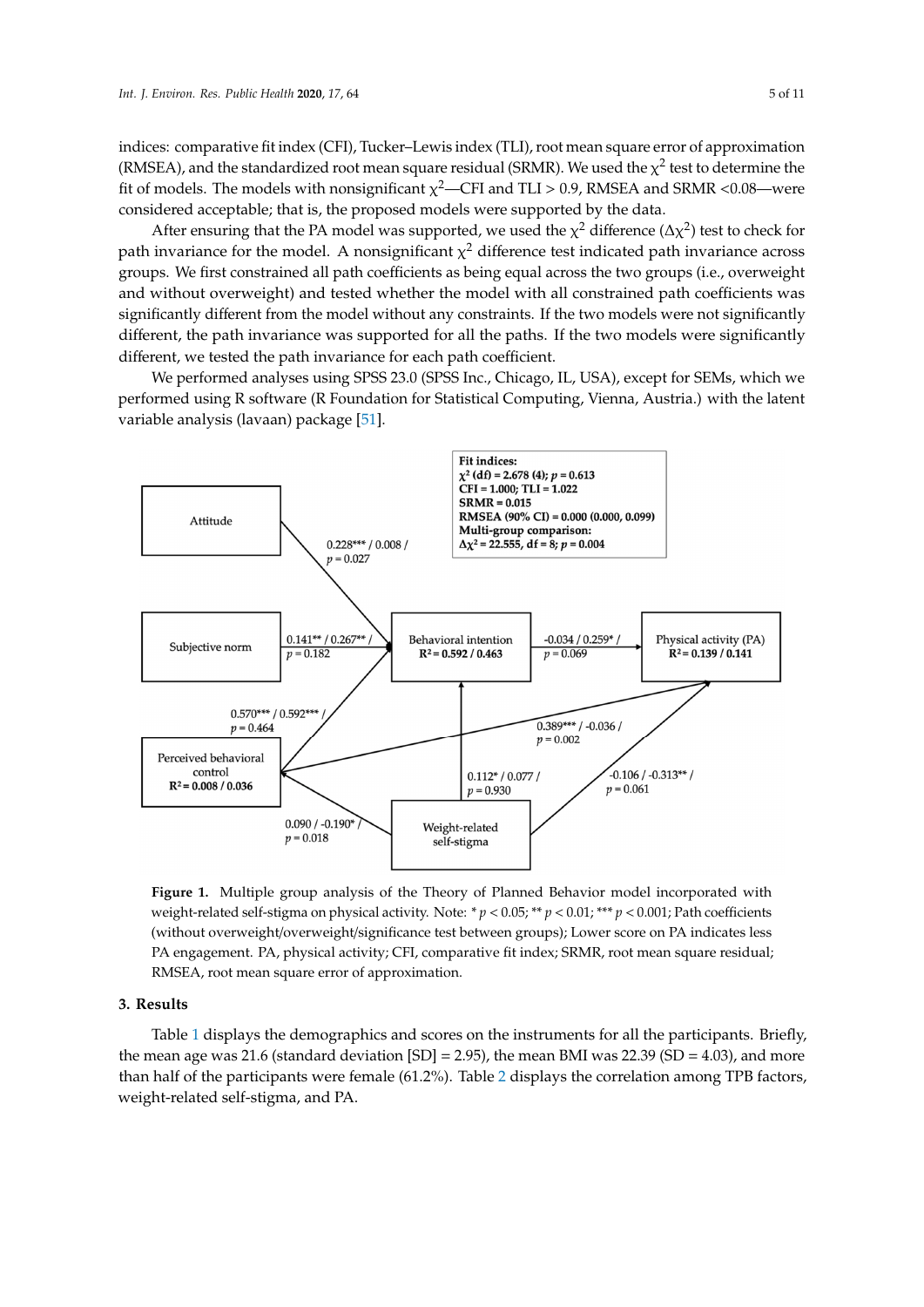indices: comparative fit index (CFI), Tucker–Lewis index (TLI), root mean square error of approximation (RMSEA), and the standardized root mean square residual (SRMR). We used the $\chi^2$ test to determine the fit of models. The models with nonsignificant $\chi^2$—CFI and TLI > 0.9, RMSEA and SRMR <0.08—were considered acceptable; that is, the proposed models were supported by the data.

After ensuring that the PA model was supported, we used the $\chi^2$ difference ($\Delta\chi^2$) test to check for path invariance for the model. A nonsignificant $\chi^2$ difference test indicated path invariance across groups. We first constrained all path coefficients as being equal across the two groups (i.e., overweight and without overweight) and tested whether the model with all constrained path coefficients was significantly different from the model without any constraints. If the two models were not significantly different, the path invariance was supported for all the paths. If the two models were significantly different, we tested the path invariance for each path coefficient.

We performed analyses using SPSS 23.0 (SPSS Inc., Chicago, IL, USA), except for SEMs, which we performed using R software (R Foundation for Statistical Computing, Vienna, Austria.) with the latent variable analysis (lavaan) package [51].

**Fit indices:**
$\chi^2$ (df) = 2.678 (4); $p$ = 0.613
CFI = 1.000; TLI = 1.022
SRMR = 0.015
RMSEA (90% CI) = 0.000 (0.000, 0.099)
**Multi-group comparison:**
$\Delta\chi^2$ = 22.555, df = 8; $p$ = 0.004

Attitude → Behavioral intention: 0.228*** / 0.008 / $p$ = 0.027
Subjective norm → Behavioral intention: 0.141** / 0.267** / $p$ = 0.182
Perceived behavioral control → Behavioral intention: 0.570*** / 0.592*** / $p$ = 0.464
Behavioral intention ($R^2$ = 0.592 / 0.463) → Physical activity (PA) ($R^2$ = 0.139 / 0.141): -0.034 / 0.259* / $p$ = 0.069
Perceived behavioral control ($R^2$ = 0.008 / 0.036) → Physical activity (PA): 0.389*** / -0.036 / $p$ = 0.002
Weight-related self-stigma → Behavioral intention: 0.112* / 0.077 / $p$ = 0.930
Weight-related self-stigma → Physical activity (PA): -0.106 / -0.313** / $p$ = 0.061
Weight-related self-stigma → Perceived behavioral control: 0.090 / -0.190* / $p$ = 0.018

**Figure 1.** Multiple group analysis of the Theory of Planned Behavior model incorporated with weight-related self-stigma on physical activity. Note: * $p$ < 0.05; ** $p$ < 0.01; *** $p$ < 0.001; Path coefficients (without overweight/overweight/significance test between groups); Lower score on PA indicates less PA engagement. PA, physical activity; CFI, comparative fit index; SRMR, root mean square residual; RMSEA, root mean square error of approximation.

## 3. Results

Table 1 displays the demographics and scores on the instruments for all the participants. Briefly, the mean age was 21.6 (standard deviation [SD] = 2.95), the mean BMI was 22.39 (SD = 4.03), and more than half of the participants were female (61.2%). Table 2 displays the correlation among TPB factors, weight-related self-stigma, and PA.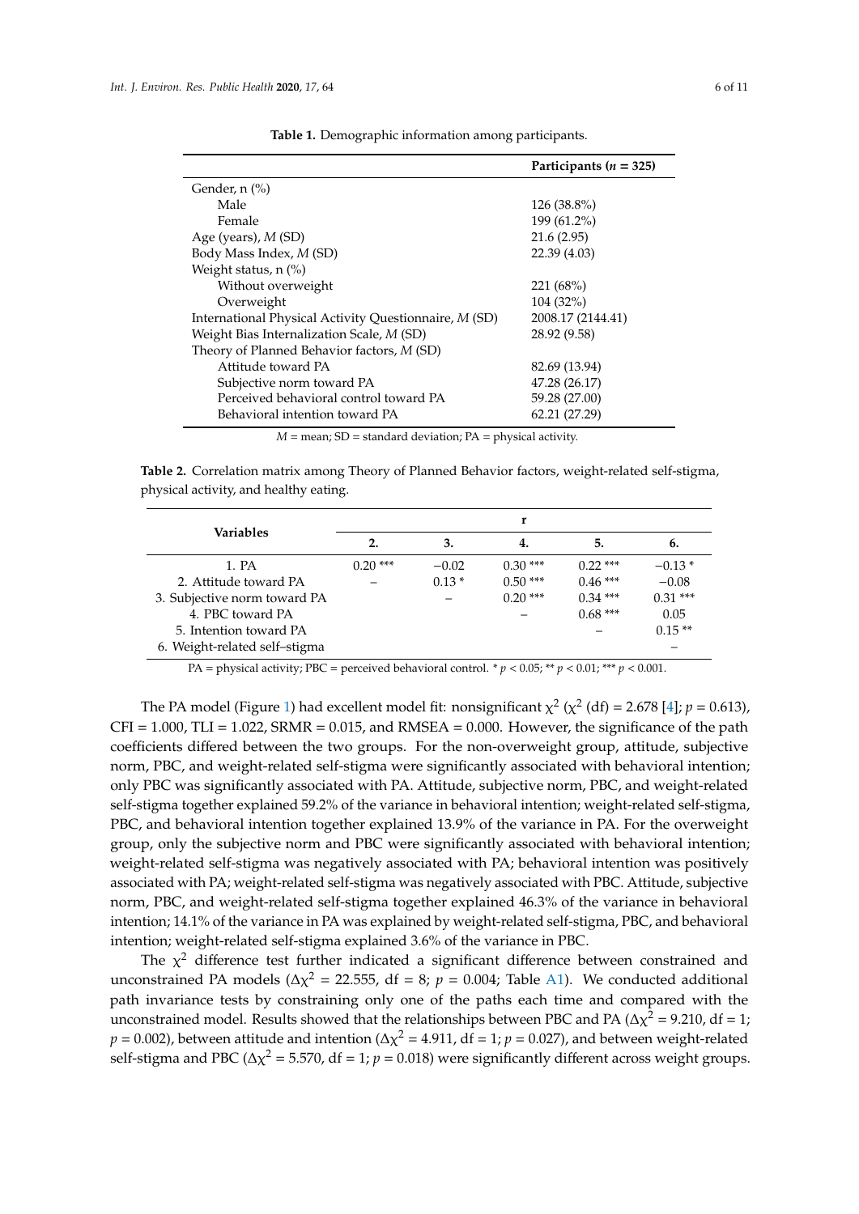**Table 1.** Demographic information among participants.

| | Participants ($n$ = 325) |
|---|---|
| Gender, n (%) | |
| Male | 126 (38.8%) |
| Female | 199 (61.2%) |
| Age (years), *M* (SD) | 21.6 (2.95) |
| Body Mass Index, *M* (SD) | 22.39 (4.03) |
| Weight status, n (%) | |
| Without overweight | 221 (68%) |
| Overweight | 104 (32%) |
| International Physical Activity Questionnaire, *M* (SD) | 2008.17 (2144.41) |
| Weight Bias Internalization Scale, *M* (SD) | 28.92 (9.58) |
| Theory of Planned Behavior factors, *M* (SD) | |
| Attitude toward PA | 82.69 (13.94) |
| Subjective norm toward PA | 47.28 (26.17) |
| Perceived behavioral control toward PA | 59.28 (27.00) |
| Behavioral intention toward PA | 62.21 (27.29) |

*M* = mean; SD = standard deviation; PA = physical activity.

**Table 2.** Correlation matrix among Theory of Planned Behavior factors, weight-related self-stigma, physical activity, and healthy eating.

| Variables | r | | | | |
|---|---|---|---|---|---|
| | **2.** | **3.** | **4.** | **5.** | **6.** |
| 1. PA | 0.20 *** | −0.02 | 0.30 *** | 0.22 *** | −0.13 * |
| 2. Attitude toward PA | – | 0.13 * | 0.50 *** | 0.46 *** | −0.08 |
| 3. Subjective norm toward PA | | – | 0.20 *** | 0.34 *** | 0.31 *** |
| 4. PBC toward PA | | | – | 0.68 *** | 0.05 |
| 5. Intention toward PA | | | | – | 0.15 ** |
| 6. Weight-related self–stigma | | | | | – |

PA = physical activity; PBC = perceived behavioral control. * $p < 0.05$; ** $p < 0.01$; *** $p < 0.001$.

The PA model (Figure 1) had excellent model fit: nonsignificant $\chi^2$ ($\chi^2$ (df) = 2.678 [4]; $p = 0.613$), CFI = 1.000, TLI = 1.022, SRMR = 0.015, and RMSEA = 0.000. However, the significance of the path coefficients differed between the two groups. For the non-overweight group, attitude, subjective norm, PBC, and weight-related self-stigma were significantly associated with behavioral intention; only PBC was significantly associated with PA. Attitude, subjective norm, PBC, and weight-related self-stigma together explained 59.2% of the variance in behavioral intention; weight-related self-stigma, PBC, and behavioral intention together explained 13.9% of the variance in PA. For the overweight group, only the subjective norm and PBC were significantly associated with behavioral intention; weight-related self-stigma was negatively associated with PA; behavioral intention was positively associated with PA; weight-related self-stigma was negatively associated with PBC. Attitude, subjective norm, PBC, and weight-related self-stigma together explained 46.3% of the variance in behavioral intention; 14.1% of the variance in PA was explained by weight-related self-stigma, PBC, and behavioral intention; weight-related self-stigma explained 3.6% of the variance in PBC.

The $\chi^2$ difference test further indicated a significant difference between constrained and unconstrained PA models ($\Delta\chi^2 = 22.555$, df = 8; $p = 0.004$; Table A1). We conducted additional path invariance tests by constraining only one of the paths each time and compared with the unconstrained model. Results showed that the relationships between PBC and PA ($\Delta\chi^2 = 9.210$, df = 1; $p = 0.002$), between attitude and intention ($\Delta\chi^2 = 4.911$, df = 1; $p = 0.027$), and between weight-related self-stigma and PBC ($\Delta\chi^2 = 5.570$, df = 1; $p = 0.018$) were significantly different across weight groups.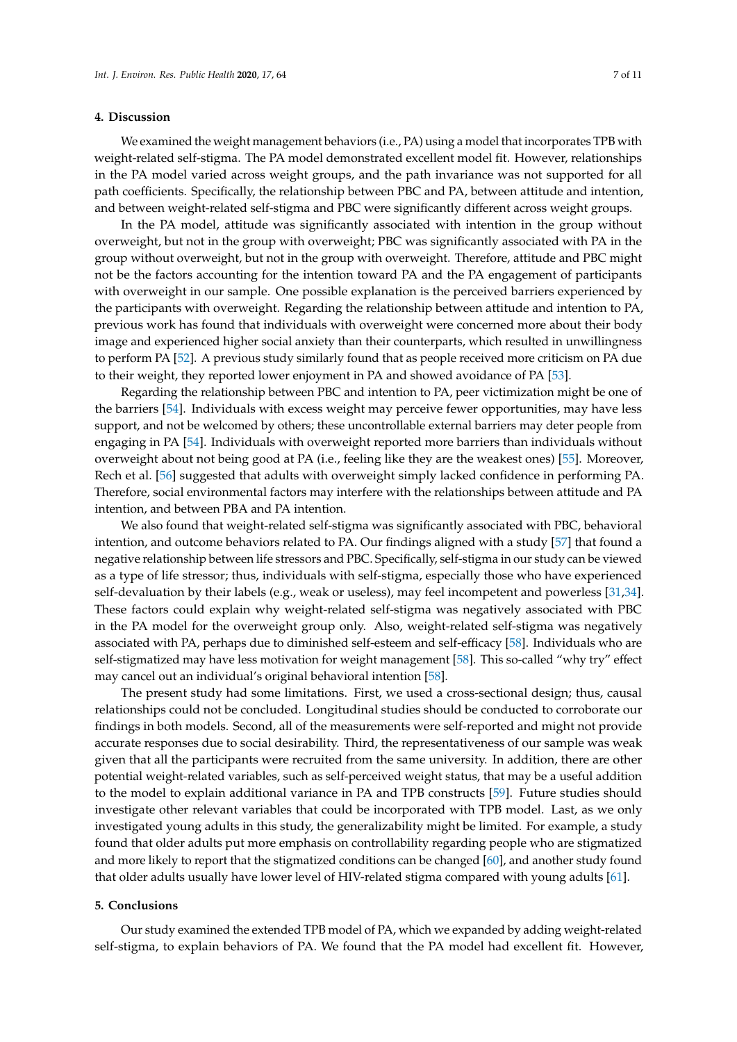## 4. Discussion

We examined the weight management behaviors (i.e., PA) using a model that incorporates TPB with weight-related self-stigma. The PA model demonstrated excellent model fit. However, relationships in the PA model varied across weight groups, and the path invariance was not supported for all path coefficients. Specifically, the relationship between PBC and PA, between attitude and intention, and between weight-related self-stigma and PBC were significantly different across weight groups.

In the PA model, attitude was significantly associated with intention in the group without overweight, but not in the group with overweight; PBC was significantly associated with PA in the group without overweight, but not in the group with overweight. Therefore, attitude and PBC might not be the factors accounting for the intention toward PA and the PA engagement of participants with overweight in our sample. One possible explanation is the perceived barriers experienced by the participants with overweight. Regarding the relationship between attitude and intention to PA, previous work has found that individuals with overweight were concerned more about their body image and experienced higher social anxiety than their counterparts, which resulted in unwillingness to perform PA [52]. A previous study similarly found that as people received more criticism on PA due to their weight, they reported lower enjoyment in PA and showed avoidance of PA [53].

Regarding the relationship between PBC and intention to PA, peer victimization might be one of the barriers [54]. Individuals with excess weight may perceive fewer opportunities, may have less support, and not be welcomed by others; these uncontrollable external barriers may deter people from engaging in PA [54]. Individuals with overweight reported more barriers than individuals without overweight about not being good at PA (i.e., feeling like they are the weakest ones) [55]. Moreover, Rech et al. [56] suggested that adults with overweight simply lacked confidence in performing PA. Therefore, social environmental factors may interfere with the relationships between attitude and PA intention, and between PBA and PA intention.

We also found that weight-related self-stigma was significantly associated with PBC, behavioral intention, and outcome behaviors related to PA. Our findings aligned with a study [57] that found a negative relationship between life stressors and PBC. Specifically, self-stigma in our study can be viewed as a type of life stressor; thus, individuals with self-stigma, especially those who have experienced self-devaluation by their labels (e.g., weak or useless), may feel incompetent and powerless [31,34]. These factors could explain why weight-related self-stigma was negatively associated with PBC in the PA model for the overweight group only. Also, weight-related self-stigma was negatively associated with PA, perhaps due to diminished self-esteem and self-efficacy [58]. Individuals who are self-stigmatized may have less motivation for weight management [58]. This so-called "why try" effect may cancel out an individual's original behavioral intention [58].

The present study had some limitations. First, we used a cross-sectional design; thus, causal relationships could not be concluded. Longitudinal studies should be conducted to corroborate our findings in both models. Second, all of the measurements were self-reported and might not provide accurate responses due to social desirability. Third, the representativeness of our sample was weak given that all the participants were recruited from the same university. In addition, there are other potential weight-related variables, such as self-perceived weight status, that may be a useful addition to the model to explain additional variance in PA and TPB constructs [59]. Future studies should investigate other relevant variables that could be incorporated with TPB model. Last, as we only investigated young adults in this study, the generalizability might be limited. For example, a study found that older adults put more emphasis on controllability regarding people who are stigmatized and more likely to report that the stigmatized conditions can be changed [60], and another study found that older adults usually have lower level of HIV-related stigma compared with young adults [61].

## 5. Conclusions

Our study examined the extended TPB model of PA, which we expanded by adding weight-related self-stigma, to explain behaviors of PA. We found that the PA model had excellent fit. However,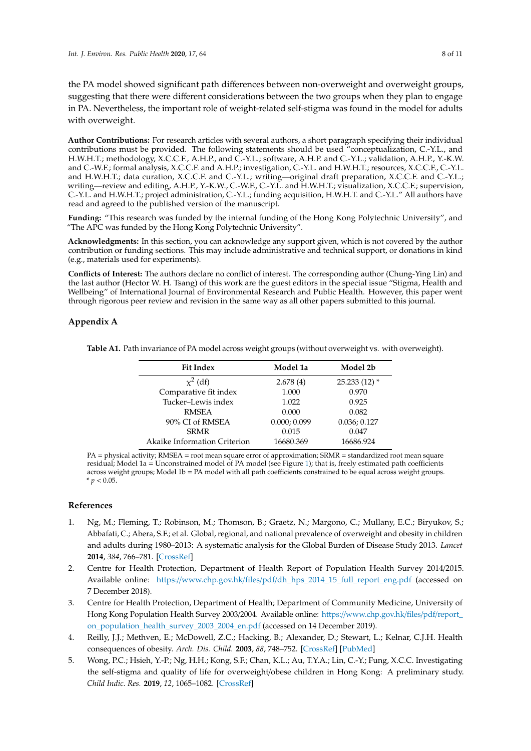the PA model showed significant path differences between non-overweight and overweight groups, suggesting that there were different considerations between the two groups when they plan to engage in PA. Nevertheless, the important role of weight-related self-stigma was found in the model for adults with overweight.

**Author Contributions:** For research articles with several authors, a short paragraph specifying their individual contributions must be provided. The following statements should be used "conceptualization, C.-Y.L., and H.W.H.T.; methodology, X.C.C.F., A.H.P., and C.-Y.L.; software, A.H.P. and C.-Y.L.; validation, A.H.P., Y.-K.W. and C.-W.F.; formal analysis, X.C.C.F. and A.H.P.; investigation, C.-Y.L. and H.W.H.T.; resources, X.C.C.F., C.-Y.L. and H.W.H.T.; data curation, X.C.C.F. and C.-Y.L.; writing—original draft preparation, X.C.C.F. and C.-Y.L.; writing—review and editing, A.H.P., Y.-K.W., C.-W.F., C.-Y.L. and H.W.H.T.; visualization, X.C.C.F.; supervision, C.-Y.L. and H.W.H.T.; project administration, C.-Y.L.; funding acquisition, H.W.H.T. and C.-Y.L." All authors have read and agreed to the published version of the manuscript.

**Funding:** "This research was funded by the internal funding of the Hong Kong Polytechnic University", and "The APC was funded by the Hong Kong Polytechnic University".

**Acknowledgments:** In this section, you can acknowledge any support given, which is not covered by the author contribution or funding sections. This may include administrative and technical support, or donations in kind (e.g., materials used for experiments).

**Conflicts of Interest:** The authors declare no conflict of interest. The corresponding author (Chung-Ying Lin) and the last author (Hector W. H. Tsang) of this work are the guest editors in the special issue "Stigma, Health and Wellbeing" of International Journal of Environmental Research and Public Health. However, this paper went through rigorous peer review and revision in the same way as all other papers submitted to this journal.

## Appendix A

**Table A1.** Path invariance of PA model across weight groups (without overweight vs. with overweight).

| Fit Index | Model 1a | Model 2b |
|---|---|---|
| $\chi^2$ (df) | 2.678 (4) | 25.233 (12) * |
| Comparative fit index | 1.000 | 0.970 |
| Tucker–Lewis index | 1.022 | 0.925 |
| RMSEA | 0.000 | 0.082 |
| 90% CI of RMSEA | 0.000; 0.099 | 0.036; 0.127 |
| SRMR | 0.015 | 0.047 |
| Akaike Information Criterion | 16680.369 | 16686.924 |

PA = physical activity; RMSEA = root mean square error of approximation; SRMR = standardized root mean square residual; Model 1a = Unconstrained model of PA model (see Figure 1); that is, freely estimated path coefficients across weight groups; Model 1b = PA model with all path coefficients constrained to be equal across weight groups. * $p < 0.05$.

## References

1. Ng, M.; Fleming, T.; Robinson, M.; Thomson, B.; Graetz, N.; Margono, C.; Mullany, E.C.; Biryukov, S.; Abbafati, C.; Abera, S.F.; et al. Global, regional, and national prevalence of overweight and obesity in children and adults during 1980–2013: A systematic analysis for the Global Burden of Disease Study 2013. *Lancet* **2014**, *384*, 766–781. [CrossRef]
2. Centre for Health Protection, Department of Health Report of Population Health Survey 2014/2015. Available online: https://www.chp.gov.hk/files/pdf/dh_hps_2014_15_full_report_eng.pdf (accessed on 7 December 2018).
3. Centre for Health Protection, Department of Health; Department of Community Medicine, University of Hong Kong Population Health Survey 2003/2004. Available online: https://www.chp.gov.hk/files/pdf/report_on_population_health_survey_2003_2004_en.pdf (accessed on 14 December 2019).
4. Reilly, J.J.; Methven, E.; McDowell, Z.C.; Hacking, B.; Alexander, D.; Stewart, L.; Kelnar, C.J.H. Health consequences of obesity. *Arch. Dis. Child.* **2003**, *88*, 748–752. [CrossRef] [PubMed]
5. Wong, P.C.; Hsieh, Y.-P.; Ng, H.H.; Kong, S.F.; Chan, K.L.; Au, T.Y.A.; Lin, C.-Y.; Fung, X.C.C. Investigating the self-stigma and quality of life for overweight/obese children in Hong Kong: A preliminary study. *Child Indic. Res.* **2019**, *12*, 1065–1082. [CrossRef]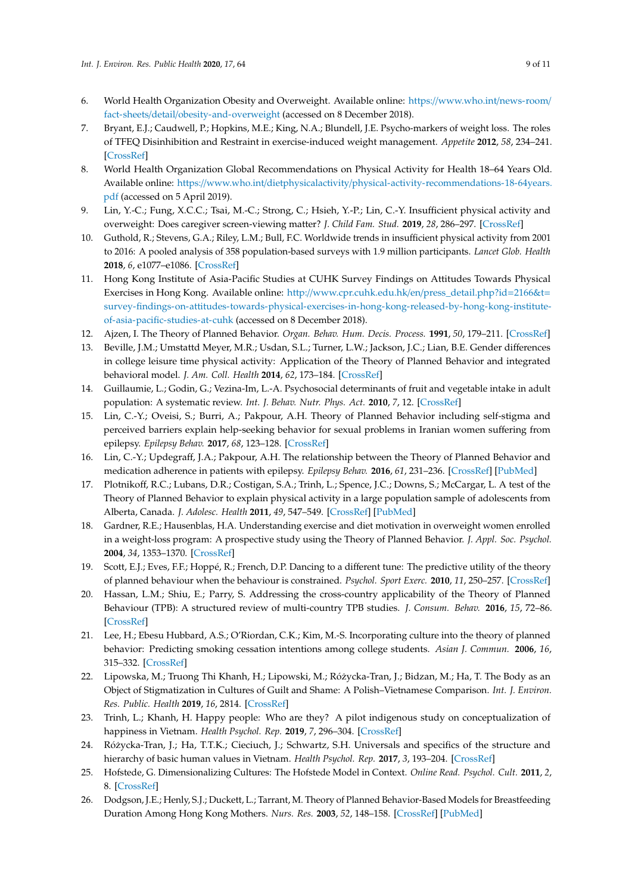6. World Health Organization Obesity and Overweight. Available online: https://www.who.int/news-room/fact-sheets/detail/obesity-and-overweight (accessed on 8 December 2018).
7. Bryant, E.J.; Caudwell, P.; Hopkins, M.E.; King, N.A.; Blundell, J.E. Psycho-markers of weight loss. The roles of TFEQ Disinhibition and Restraint in exercise-induced weight management. *Appetite* **2012**, *58*, 234–241. [CrossRef]
8. World Health Organization Global Recommendations on Physical Activity for Health 18–64 Years Old. Available online: https://www.who.int/dietphysicalactivity/physical-activity-recommendations-18-64years.pdf (accessed on 5 April 2019).
9. Lin, Y.-C.; Fung, X.C.C.; Tsai, M.-C.; Strong, C.; Hsieh, Y.-P.; Lin, C.-Y. Insufficient physical activity and overweight: Does caregiver screen-viewing matter? *J. Child Fam. Stud.* **2019**, *28*, 286–297. [CrossRef]
10. Guthold, R.; Stevens, G.A.; Riley, L.M.; Bull, F.C. Worldwide trends in insufficient physical activity from 2001 to 2016: A pooled analysis of 358 population-based surveys with 1.9 million participants. *Lancet Glob. Health* **2018**, *6*, e1077–e1086. [CrossRef]
11. Hong Kong Institute of Asia-Pacific Studies at CUHK Survey Findings on Attitudes Towards Physical Exercises in Hong Kong. Available online: http://www.cpr.cuhk.edu.hk/en/press_detail.php?id=2166&t=survey-findings-on-attitudes-towards-physical-exercises-in-hong-kong-released-by-hong-kong-institute-of-asia-pacific-studies-at-cuhk (accessed on 8 December 2018).
12. Ajzen, I. The Theory of Planned Behavior. *Organ. Behav. Hum. Decis. Process.* **1991**, *50*, 179–211. [CrossRef]
13. Beville, J.M.; Umstattd Meyer, M.R.; Usdan, S.L.; Turner, L.W.; Jackson, J.C.; Lian, B.E. Gender differences in college leisure time physical activity: Application of the Theory of Planned Behavior and integrated behavioral model. *J. Am. Coll. Health* **2014**, *62*, 173–184. [CrossRef]
14. Guillaumie, L.; Godin, G.; Vezina-Im, L.-A. Psychosocial determinants of fruit and vegetable intake in adult population: A systematic review. *Int. J. Behav. Nutr. Phys. Act.* **2010**, *7*, 12. [CrossRef]
15. Lin, C.-Y.; Oveisi, S.; Burri, A.; Pakpour, A.H. Theory of Planned Behavior including self-stigma and perceived barriers explain help-seeking behavior for sexual problems in Iranian women suffering from epilepsy. *Epilepsy Behav.* **2017**, *68*, 123–128. [CrossRef]
16. Lin, C.-Y.; Updegraff, J.A.; Pakpour, A.H. The relationship between the Theory of Planned Behavior and medication adherence in patients with epilepsy. *Epilepsy Behav.* **2016**, *61*, 231–236. [CrossRef] [PubMed]
17. Plotnikoff, R.C.; Lubans, D.R.; Costigan, S.A.; Trinh, L.; Spence, J.C.; Downs, S.; McCargar, L. A test of the Theory of Planned Behavior to explain physical activity in a large population sample of adolescents from Alberta, Canada. *J. Adolesc. Health* **2011**, *49*, 547–549. [CrossRef] [PubMed]
18. Gardner, R.E.; Hausenblas, H.A. Understanding exercise and diet motivation in overweight women enrolled in a weight-loss program: A prospective study using the Theory of Planned Behavior. *J. Appl. Soc. Psychol.* **2004**, *34*, 1353–1370. [CrossRef]
19. Scott, E.J.; Eves, F.F.; Hoppé, R.; French, D.P. Dancing to a different tune: The predictive utility of the theory of planned behaviour when the behaviour is constrained. *Psychol. Sport Exerc.* **2010**, *11*, 250–257. [CrossRef]
20. Hassan, L.M.; Shiu, E.; Parry, S. Addressing the cross-country applicability of the Theory of Planned Behaviour (TPB): A structured review of multi-country TPB studies. *J. Consum. Behav.* **2016**, *15*, 72–86. [CrossRef]
21. Lee, H.; Ebesu Hubbard, A.S.; O'Riordan, C.K.; Kim, M.-S. Incorporating culture into the theory of planned behavior: Predicting smoking cessation intentions among college students. *Asian J. Commun.* **2006**, *16*, 315–332. [CrossRef]
22. Lipowska, M.; Truong Thi Khanh, H.; Lipowski, M.; Różycka-Tran, J.; Bidzan, M.; Ha, T. The Body as an Object of Stigmatization in Cultures of Guilt and Shame: A Polish–Vietnamese Comparison. *Int. J. Environ. Res. Public. Health* **2019**, *16*, 2814. [CrossRef]
23. Trinh, L.; Khanh, H. Happy people: Who are they? A pilot indigenous study on conceptualization of happiness in Vietnam. *Health Psychol. Rep.* **2019**, *7*, 296–304. [CrossRef]
24. Różycka-Tran, J.; Ha, T.T.K.; Cieciuch, J.; Schwartz, S.H. Universals and specifics of the structure and hierarchy of basic human values in Vietnam. *Health Psychol. Rep.* **2017**, *3*, 193–204. [CrossRef]
25. Hofstede, G. Dimensionalizing Cultures: The Hofstede Model in Context. *Online Read. Psychol. Cult.* **2011**, *2*, 8. [CrossRef]
26. Dodgson, J.E.; Henly, S.J.; Duckett, L.; Tarrant, M. Theory of Planned Behavior-Based Models for Breastfeeding Duration Among Hong Kong Mothers. *Nurs. Res.* **2003**, *52*, 148–158. [CrossRef] [PubMed]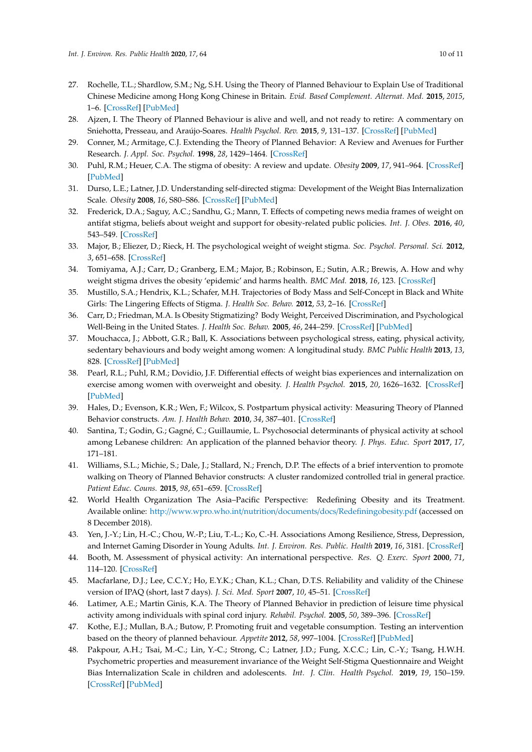27. Rochelle, T.L.; Shardlow, S.M.; Ng, S.H. Using the Theory of Planned Behaviour to Explain Use of Traditional Chinese Medicine among Hong Kong Chinese in Britain. *Evid. Based Complement. Alternat. Med.* **2015**, *2015*, 1–6. [CrossRef] [PubMed]
28. Ajzen, I. The Theory of Planned Behaviour is alive and well, and not ready to retire: A commentary on Sniehotta, Presseau, and Araújo-Soares. *Health Psychol. Rev.* **2015**, *9*, 131–137. [CrossRef] [PubMed]
29. Conner, M.; Armitage, C.J. Extending the Theory of Planned Behavior: A Review and Avenues for Further Research. *J. Appl. Soc. Psychol.* **1998**, *28*, 1429–1464. [CrossRef]
30. Puhl, R.M.; Heuer, C.A. The stigma of obesity: A review and update. *Obesity* **2009**, *17*, 941–964. [CrossRef] [PubMed]
31. Durso, L.E.; Latner, J.D. Understanding self-directed stigma: Development of the Weight Bias Internalization Scale. *Obesity* **2008**, *16*, S80–S86. [CrossRef] [PubMed]
32. Frederick, D.A.; Saguy, A.C.; Sandhu, G.; Mann, T. Effects of competing news media frames of weight on antifat stigma, beliefs about weight and support for obesity-related public policies. *Int. J. Obes.* **2016**, *40*, 543–549. [CrossRef]
33. Major, B.; Eliezer, D.; Rieck, H. The psychological weight of weight stigma. *Soc. Psychol. Personal. Sci.* **2012**, *3*, 651–658. [CrossRef]
34. Tomiyama, A.J.; Carr, D.; Granberg, E.M.; Major, B.; Robinson, E.; Sutin, A.R.; Brewis, A. How and why weight stigma drives the obesity 'epidemic' and harms health. *BMC Med.* **2018**, *16*, 123. [CrossRef]
35. Mustillo, S.A.; Hendrix, K.L.; Schafer, M.H. Trajectories of Body Mass and Self-Concept in Black and White Girls: The Lingering Effects of Stigma. *J. Health Soc. Behav.* **2012**, *53*, 2–16. [CrossRef]
36. Carr, D.; Friedman, M.A. Is Obesity Stigmatizing? Body Weight, Perceived Discrimination, and Psychological Well-Being in the United States. *J. Health Soc. Behav.* **2005**, *46*, 244–259. [CrossRef] [PubMed]
37. Mouchacca, J.; Abbott, G.R.; Ball, K. Associations between psychological stress, eating, physical activity, sedentary behaviours and body weight among women: A longitudinal study. *BMC Public Health* **2013**, *13*, 828. [CrossRef] [PubMed]
38. Pearl, R.L.; Puhl, R.M.; Dovidio, J.F. Differential effects of weight bias experiences and internalization on exercise among women with overweight and obesity. *J. Health Psychol.* **2015**, *20*, 1626–1632. [CrossRef] [PubMed]
39. Hales, D.; Evenson, K.R.; Wen, F.; Wilcox, S. Postpartum physical activity: Measuring Theory of Planned Behavior constructs. *Am. J. Health Behav.* **2010**, *34*, 387–401. [CrossRef]
40. Santina, T.; Godin, G.; Gagné, C.; Guillaumie, L. Psychosocial determinants of physical activity at school among Lebanese children: An application of the planned behavior theory. *J. Phys. Educ. Sport* **2017**, *17*, 171–181.
41. Williams, S.L.; Michie, S.; Dale, J.; Stallard, N.; French, D.P. The effects of a brief intervention to promote walking on Theory of Planned Behavior constructs: A cluster randomized controlled trial in general practice. *Patient Educ. Couns.* **2015**, *98*, 651–659. [CrossRef]
42. World Health Organization The Asia–Pacific Perspective: Redefining Obesity and its Treatment. Available online: http://www.wpro.who.int/nutrition/documents/docs/Redefiningobesity.pdf (accessed on 8 December 2018).
43. Yen, J.-Y.; Lin, H.-C.; Chou, W.-P.; Liu, T.-L.; Ko, C.-H. Associations Among Resilience, Stress, Depression, and Internet Gaming Disorder in Young Adults. *Int. J. Environ. Res. Public. Health* **2019**, *16*, 3181. [CrossRef]
44. Booth, M. Assessment of physical activity: An international perspective. *Res. Q. Exerc. Sport* **2000**, *71*, 114–120. [CrossRef]
45. Macfarlane, D.J.; Lee, C.C.Y.; Ho, E.Y.K.; Chan, K.L.; Chan, D.T.S. Reliability and validity of the Chinese version of IPAQ (short, last 7 days). *J. Sci. Med. Sport* **2007**, *10*, 45–51. [CrossRef]
46. Latimer, A.E.; Martin Ginis, K.A. The Theory of Planned Behavior in prediction of leisure time physical activity among individuals with spinal cord injury. *Rehabil. Psychol.* **2005**, *50*, 389–396. [CrossRef]
47. Kothe, E.J.; Mullan, B.A.; Butow, P. Promoting fruit and vegetable consumption. Testing an intervention based on the theory of planned behaviour. *Appetite* **2012**, *58*, 997–1004. [CrossRef] [PubMed]
48. Pakpour, A.H.; Tsai, M.-C.; Lin, Y.-C.; Strong, C.; Latner, J.D.; Fung, X.C.C.; Lin, C.-Y.; Tsang, H.W.H. Psychometric properties and measurement invariance of the Weight Self-Stigma Questionnaire and Weight Bias Internalization Scale in children and adolescents. *Int. J. Clin. Health Psychol.* **2019**, *19*, 150–159. [CrossRef] [PubMed]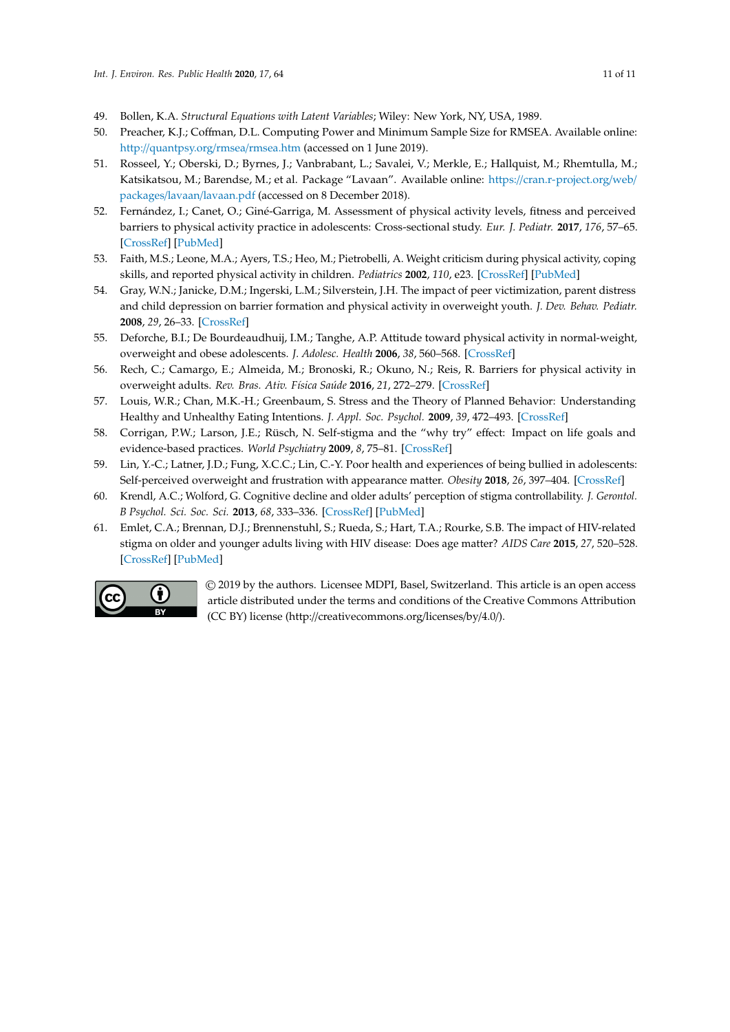49. Bollen, K.A. *Structural Equations with Latent Variables*; Wiley: New York, NY, USA, 1989.
50. Preacher, K.J.; Coffman, D.L. Computing Power and Minimum Sample Size for RMSEA. Available online: http://quantpsy.org/rmsea/rmsea.htm (accessed on 1 June 2019).
51. Rosseel, Y.; Oberski, D.; Byrnes, J.; Vanbrabant, L.; Savalei, V.; Merkle, E.; Hallquist, M.; Rhemtulla, M.; Katsikatsou, M.; Barendse, M.; et al. Package "Lavaan". Available online: https://cran.r-project.org/web/packages/lavaan/lavaan.pdf (accessed on 8 December 2018).
52. Fernández, I.; Canet, O.; Giné-Garriga, M. Assessment of physical activity levels, fitness and perceived barriers to physical activity practice in adolescents: Cross-sectional study. *Eur. J. Pediatr.* **2017**, *176*, 57–65. [CrossRef] [PubMed]
53. Faith, M.S.; Leone, M.A.; Ayers, T.S.; Heo, M.; Pietrobelli, A. Weight criticism during physical activity, coping skills, and reported physical activity in children. *Pediatrics* **2002**, *110*, e23. [CrossRef] [PubMed]
54. Gray, W.N.; Janicke, D.M.; Ingerski, L.M.; Silverstein, J.H. The impact of peer victimization, parent distress and child depression on barrier formation and physical activity in overweight youth. *J. Dev. Behav. Pediatr.* **2008**, *29*, 26–33. [CrossRef]
55. Deforche, B.I.; De Bourdeaudhuij, I.M.; Tanghe, A.P. Attitude toward physical activity in normal-weight, overweight and obese adolescents. *J. Adolesc. Health* **2006**, *38*, 560–568. [CrossRef]
56. Rech, C.; Camargo, E.; Almeida, M.; Bronoski, R.; Okuno, N.; Reis, R. Barriers for physical activity in overweight adults. *Rev. Bras. Ativ. Física Saúde* **2016**, *21*, 272–279. [CrossRef]
57. Louis, W.R.; Chan, M.K.-H.; Greenbaum, S. Stress and the Theory of Planned Behavior: Understanding Healthy and Unhealthy Eating Intentions. *J. Appl. Soc. Psychol.* **2009**, *39*, 472–493. [CrossRef]
58. Corrigan, P.W.; Larson, J.E.; Rüsch, N. Self-stigma and the "why try" effect: Impact on life goals and evidence-based practices. *World Psychiatry* **2009**, *8*, 75–81. [CrossRef]
59. Lin, Y.-C.; Latner, J.D.; Fung, X.C.C.; Lin, C.-Y. Poor health and experiences of being bullied in adolescents: Self-perceived overweight and frustration with appearance matter. *Obesity* **2018**, *26*, 397–404. [CrossRef]
60. Krendl, A.C.; Wolford, G. Cognitive decline and older adults' perception of stigma controllability. *J. Gerontol. B Psychol. Sci. Soc. Sci.* **2013**, *68*, 333–336. [CrossRef] [PubMed]
61. Emlet, C.A.; Brennan, D.J.; Brennenstuhl, S.; Rueda, S.; Hart, T.A.; Rourke, S.B. The impact of HIV-related stigma on older and younger adults living with HIV disease: Does age matter? *AIDS Care* **2015**, *27*, 520–528. [CrossRef] [PubMed]

© 2019 by the authors. Licensee MDPI, Basel, Switzerland. This article is an open access article distributed under the terms and conditions of the Creative Commons Attribution (CC BY) license (http://creativecommons.org/licenses/by/4.0/).